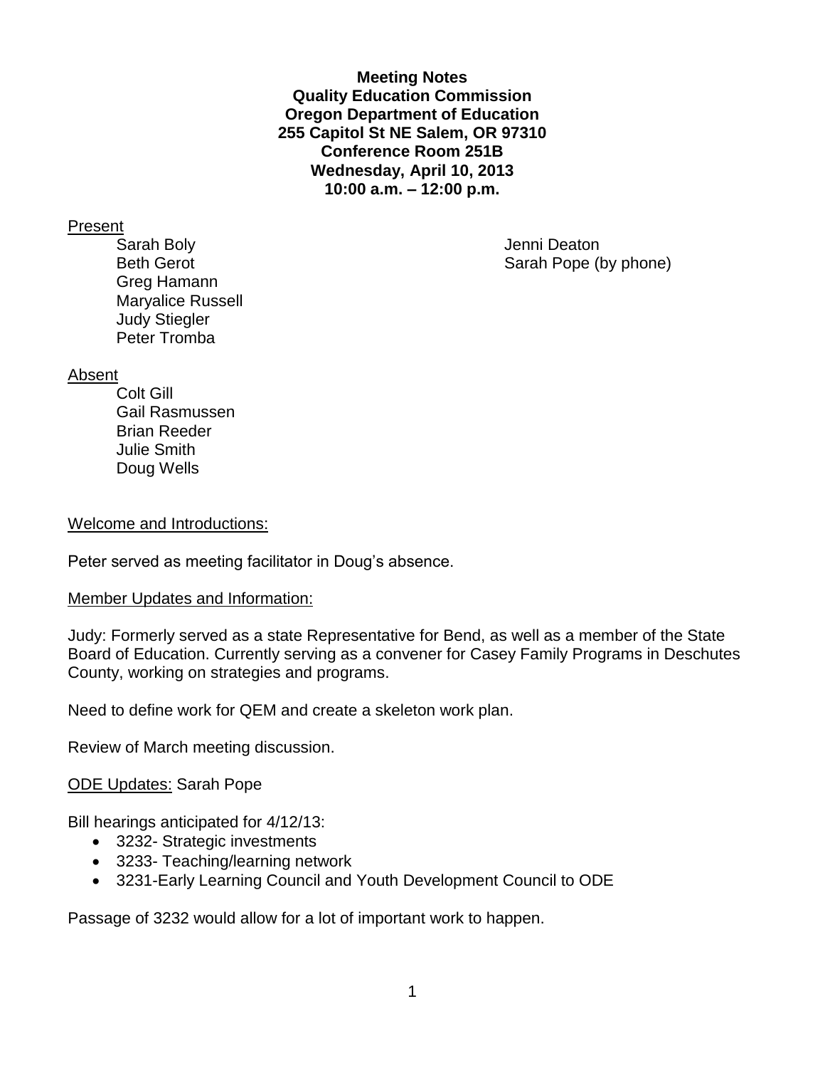**Meeting Notes**
**Quality Education Commission**
**Oregon Department of Education**
**255 Capitol St NE Salem, OR 97310**
**Conference Room 251B**
**Wednesday, April 10, 2013**
**10:00 a.m. – 12:00 p.m.**

Present

- Sarah Boly
- Beth Gerot
- Greg Hamann
- Maryalice Russell
- Judy Stiegler
- Peter Tromba
- Jenni Deaton
- Sarah Pope (by phone)

Absent

- Colt Gill
- Gail Rasmussen
- Brian Reeder
- Julie Smith
- Doug Wells

Welcome and Introductions:

Peter served as meeting facilitator in Doug's absence.

Member Updates and Information:

Judy: Formerly served as a state Representative for Bend, as well as a member of the State Board of Education. Currently serving as a convener for Casey Family Programs in Deschutes County, working on strategies and programs.

Need to define work for QEM and create a skeleton work plan.

Review of March meeting discussion.

ODE Updates: Sarah Pope

Bill hearings anticipated for 4/12/13:

- 3232- Strategic investments
- 3233- Teaching/learning network
- 3231-Early Learning Council and Youth Development Council to ODE

Passage of 3232 would allow for a lot of important work to happen.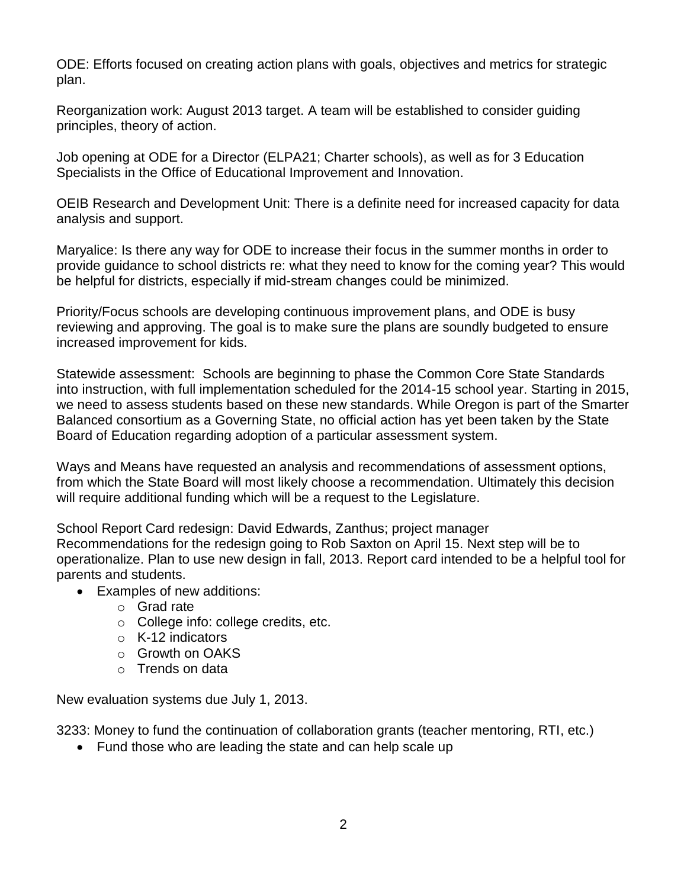ODE: Efforts focused on creating action plans with goals, objectives and metrics for strategic plan.

Reorganization work: August 2013 target. A team will be established to consider guiding principles, theory of action.

Job opening at ODE for a Director (ELPA21; Charter schools), as well as for 3 Education Specialists in the Office of Educational Improvement and Innovation.

OEIB Research and Development Unit: There is a definite need for increased capacity for data analysis and support.

Maryalice: Is there any way for ODE to increase their focus in the summer months in order to provide guidance to school districts re: what they need to know for the coming year? This would be helpful for districts, especially if mid-stream changes could be minimized.

Priority/Focus schools are developing continuous improvement plans, and ODE is busy reviewing and approving. The goal is to make sure the plans are soundly budgeted to ensure increased improvement for kids.

Statewide assessment: Schools are beginning to phase the Common Core State Standards into instruction, with full implementation scheduled for the 2014-15 school year. Starting in 2015, we need to assess students based on these new standards. While Oregon is part of the Smarter Balanced consortium as a Governing State, no official action has yet been taken by the State Board of Education regarding adoption of a particular assessment system.

Ways and Means have requested an analysis and recommendations of assessment options, from which the State Board will most likely choose a recommendation. Ultimately this decision will require additional funding which will be a request to the Legislature.

School Report Card redesign: David Edwards, Zanthus; project manager
Recommendations for the redesign going to Rob Saxton on April 15. Next step will be to operationalize. Plan to use new design in fall, 2013. Report card intended to be a helpful tool for parents and students.

- Examples of new additions:
    - Grad rate
    - College info: college credits, etc.
    - K-12 indicators
    - Growth on OAKS
    - Trends on data

New evaluation systems due July 1, 2013.

3233: Money to fund the continuation of collaboration grants (teacher mentoring, RTI, etc.)

- Fund those who are leading the state and can help scale up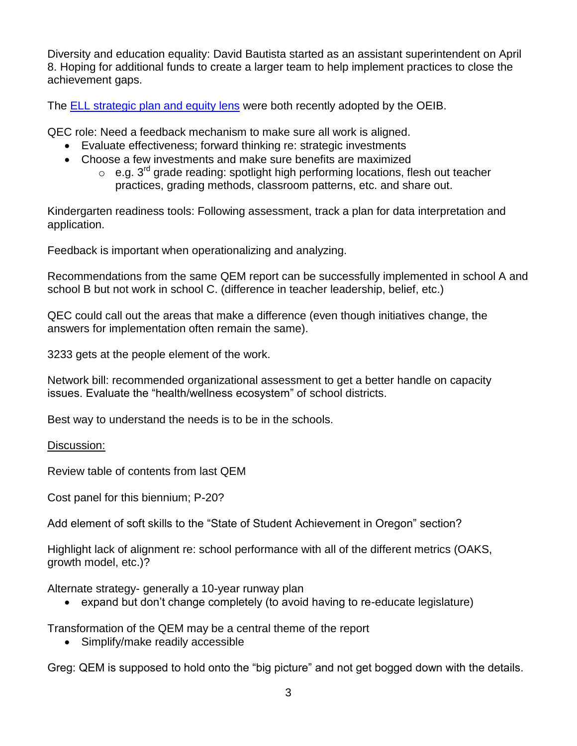Diversity and education equality: David Bautista started as an assistant superintendent on April 8. Hoping for additional funds to create a larger team to help implement practices to close the achievement gaps.

The ELL strategic plan and equity lens were both recently adopted by the OEIB.

QEC role: Need a feedback mechanism to make sure all work is aligned.

- Evaluate effectiveness; forward thinking re: strategic investments
- Choose a few investments and make sure benefits are maximized
  - e.g. 3rd grade reading: spotlight high performing locations, flesh out teacher practices, grading methods, classroom patterns, etc. and share out.

Kindergarten readiness tools: Following assessment, track a plan for data interpretation and application.

Feedback is important when operationalizing and analyzing.

Recommendations from the same QEM report can be successfully implemented in school A and school B but not work in school C. (difference in teacher leadership, belief, etc.)

QEC could call out the areas that make a difference (even though initiatives change, the answers for implementation often remain the same).

3233 gets at the people element of the work.

Network bill: recommended organizational assessment to get a better handle on capacity issues. Evaluate the "health/wellness ecosystem" of school districts.

Best way to understand the needs is to be in the schools.

Discussion:

Review table of contents from last QEM

Cost panel for this biennium; P-20?

Add element of soft skills to the "State of Student Achievement in Oregon" section?

Highlight lack of alignment re: school performance with all of the different metrics (OAKS, growth model, etc.)?

Alternate strategy- generally a 10-year runway plan

- expand but don't change completely (to avoid having to re-educate legislature)

Transformation of the QEM may be a central theme of the report

- Simplify/make readily accessible

Greg: QEM is supposed to hold onto the "big picture" and not get bogged down with the details.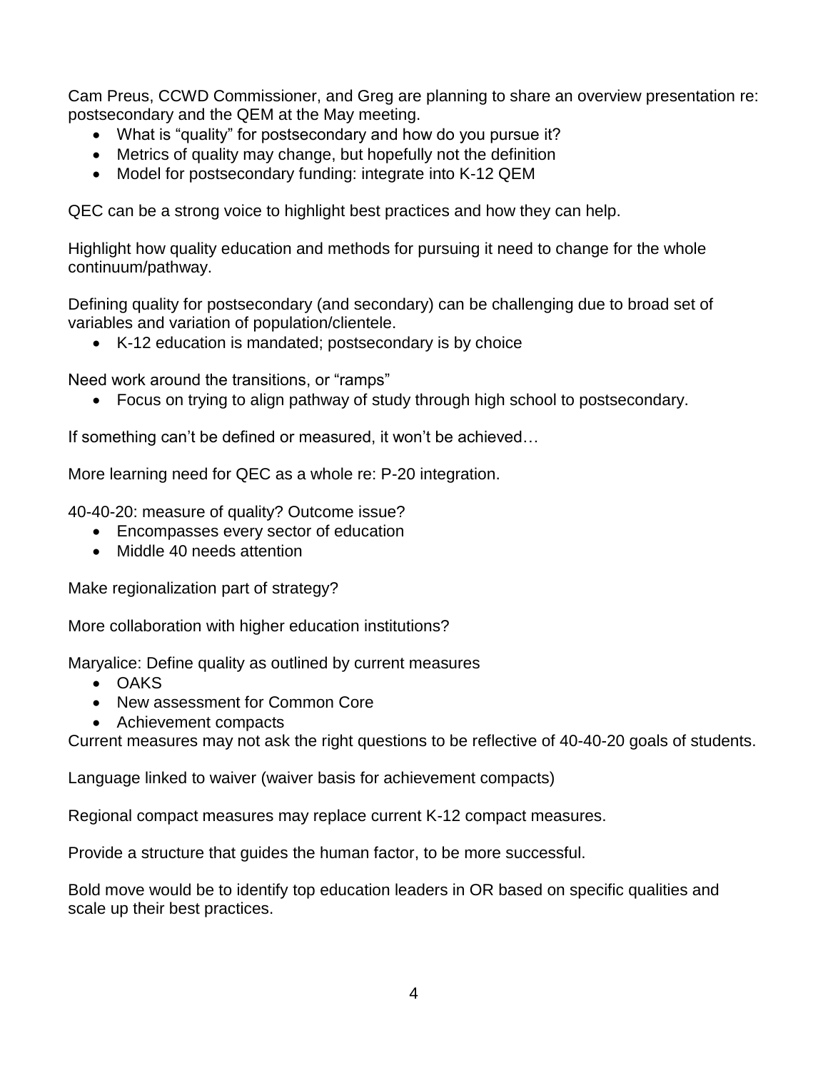Cam Preus, CCWD Commissioner, and Greg are planning to share an overview presentation re: postsecondary and the QEM at the May meeting.

- What is "quality" for postsecondary and how do you pursue it?
- Metrics of quality may change, but hopefully not the definition
- Model for postsecondary funding: integrate into K-12 QEM

QEC can be a strong voice to highlight best practices and how they can help.

Highlight how quality education and methods for pursuing it need to change for the whole continuum/pathway.

Defining quality for postsecondary (and secondary) can be challenging due to broad set of variables and variation of population/clientele.

- K-12 education is mandated; postsecondary is by choice

Need work around the transitions, or "ramps"

- Focus on trying to align pathway of study through high school to postsecondary.

If something can't be defined or measured, it won't be achieved…

More learning need for QEC as a whole re: P-20 integration.

40-40-20: measure of quality? Outcome issue?

- Encompasses every sector of education
- Middle 40 needs attention

Make regionalization part of strategy?

More collaboration with higher education institutions?

Maryalice: Define quality as outlined by current measures

- OAKS
- New assessment for Common Core
- Achievement compacts

Current measures may not ask the right questions to be reflective of 40-40-20 goals of students.

Language linked to waiver (waiver basis for achievement compacts)

Regional compact measures may replace current K-12 compact measures.

Provide a structure that guides the human factor, to be more successful.

Bold move would be to identify top education leaders in OR based on specific qualities and scale up their best practices.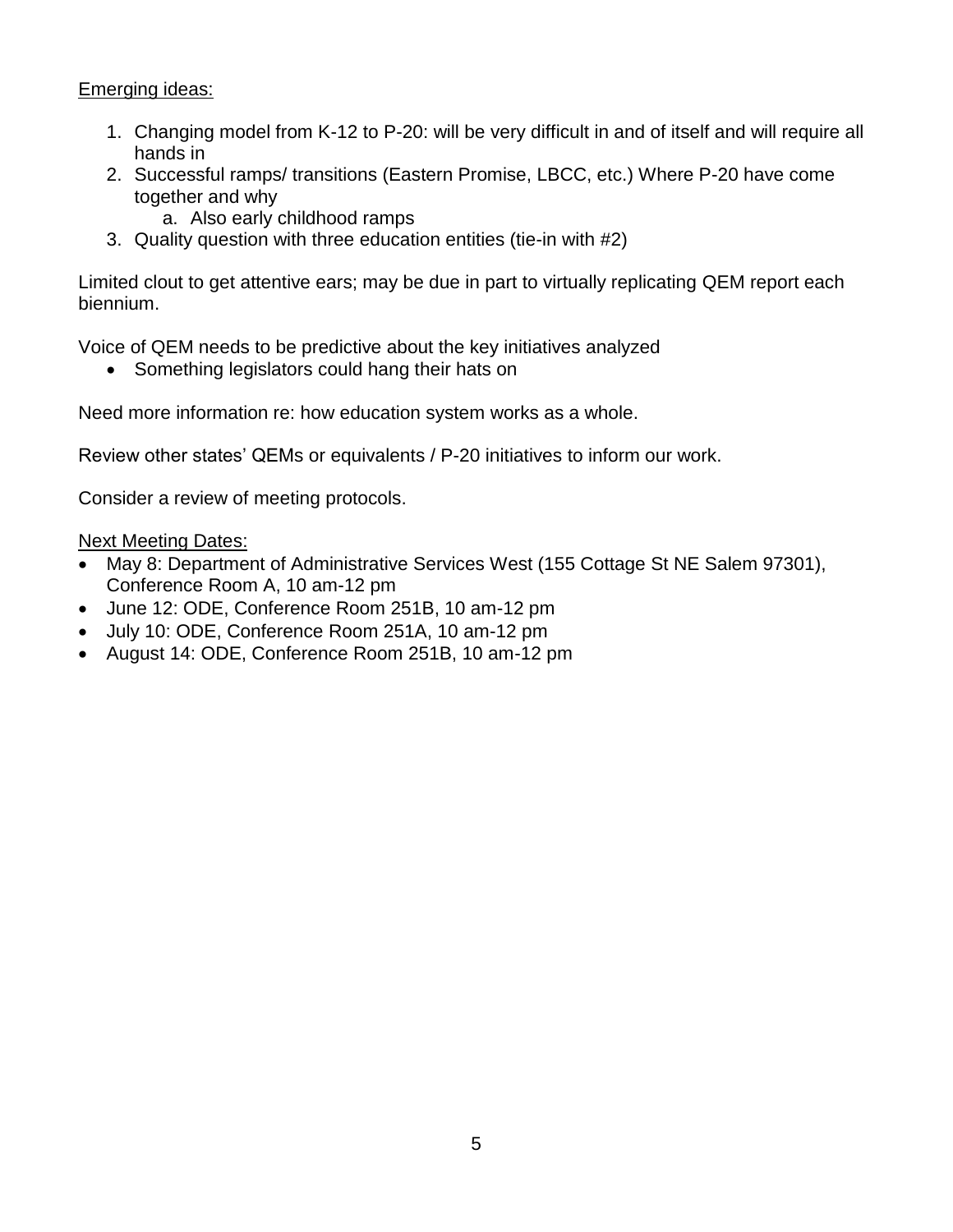Emerging ideas:

1. Changing model from K-12 to P-20: will be very difficult in and of itself and will require all hands in
2. Successful ramps/ transitions (Eastern Promise, LBCC, etc.) Where P-20 have come together and why
   a. Also early childhood ramps
3. Quality question with three education entities (tie-in with #2)

Limited clout to get attentive ears; may be due in part to virtually replicating QEM report each biennium.

Voice of QEM needs to be predictive about the key initiatives analyzed

- Something legislators could hang their hats on

Need more information re: how education system works as a whole.

Review other states' QEMs or equivalents / P-20 initiatives to inform our work.

Consider a review of meeting protocols.

Next Meeting Dates:

- May 8: Department of Administrative Services West (155 Cottage St NE Salem 97301), Conference Room A, 10 am-12 pm
- June 12: ODE, Conference Room 251B, 10 am-12 pm
- July 10: ODE, Conference Room 251A, 10 am-12 pm
- August 14: ODE, Conference Room 251B, 10 am-12 pm